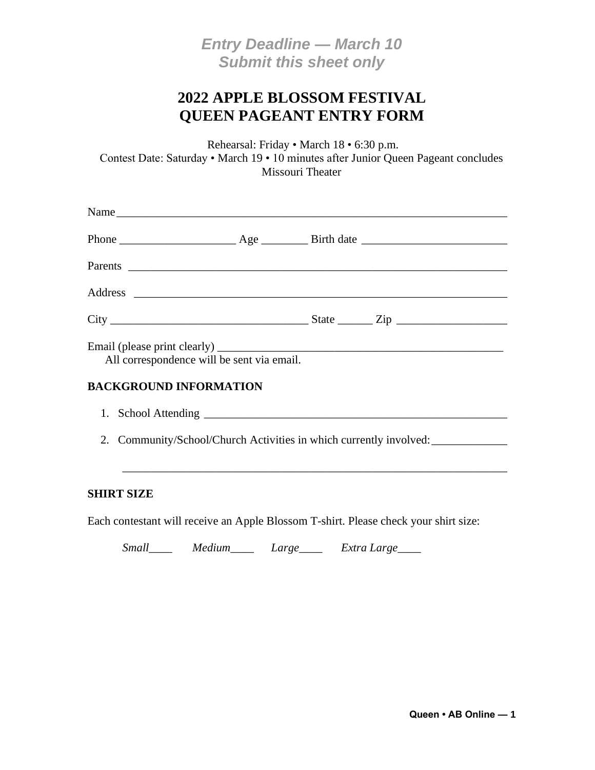***Entry Deadline — March 10***
***Submit this sheet only***

# 2022 APPLE BLOSSOM FESTIVAL
# QUEEN PAGEANT ENTRY FORM

Rehearsal: Friday • March 18 • 6:30 p.m.
Contest Date: Saturday • March 19 • 10 minutes after Junior Queen Pageant concludes
Missouri Theater

Name ____________________________________________________________________

Phone ____________________ Age ________ Birth date _________________________

Parents __________________________________________________________________

Address _________________________________________________________________

City __________________________________ State ______ Zip ___________________

Email (please print clearly) ___________________________________________________

All correspondence will be sent via email.

**BACKGROUND INFORMATION**

1. School Attending ______________________________________________________
2. Community/School/Church Activities in which currently involved: _____________

   ____________________________________________________________________

**SHIRT SIZE**

Each contestant will receive an Apple Blossom T-shirt. Please check your shirt size:

*Small*____ *Medium*____ *Large*____ *Extra Large*____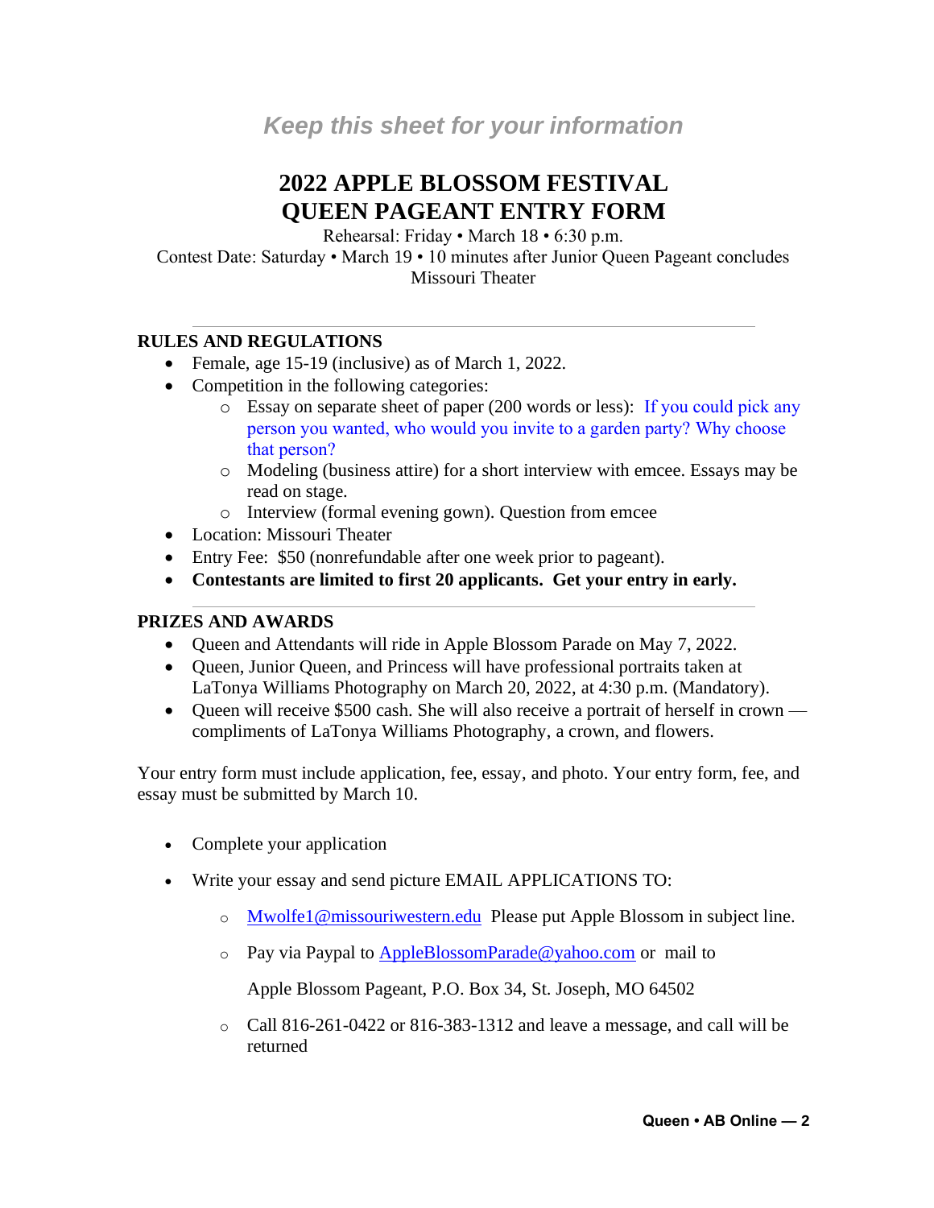*Keep this sheet for your information*

# 2022 APPLE BLOSSOM FESTIVAL QUEEN PAGEANT ENTRY FORM

Rehearsal: Friday • March 18 • 6:30 p.m.
Contest Date: Saturday • March 19 • 10 minutes after Junior Queen Pageant concludes
Missouri Theater

---

## RULES AND REGULATIONS

- Female, age 15-19 (inclusive) as of March 1, 2022.
- Competition in the following categories:
  - Essay on separate sheet of paper (200 words or less): If you could pick any person you wanted, who would you invite to a garden party? Why choose that person?
  - Modeling (business attire) for a short interview with emcee. Essays may be read on stage.
  - Interview (formal evening gown). Question from emcee
- Location: Missouri Theater
- Entry Fee: $50 (nonrefundable after one week prior to pageant).
- **Contestants are limited to first 20 applicants. Get your entry in early.**

---

## PRIZES AND AWARDS

- Queen and Attendants will ride in Apple Blossom Parade on May 7, 2022.
- Queen, Junior Queen, and Princess will have professional portraits taken at LaTonya Williams Photography on March 20, 2022, at 4:30 p.m. (Mandatory).
- Queen will receive $500 cash. She will also receive a portrait of herself in crown — compliments of LaTonya Williams Photography, a crown, and flowers.

Your entry form must include application, fee, essay, and photo. Your entry form, fee, and essay must be submitted by March 10.

- Complete your application
- Write your essay and send picture EMAIL APPLICATIONS TO:
  - Mwolfe1@missouriwestern.edu Please put Apple Blossom in subject line.
  - Pay via Paypal to AppleBlossomParade@yahoo.com or mail to

    Apple Blossom Pageant, P.O. Box 34, St. Joseph, MO 64502
  - Call 816-261-0422 or 816-383-1312 and leave a message, and call will be returned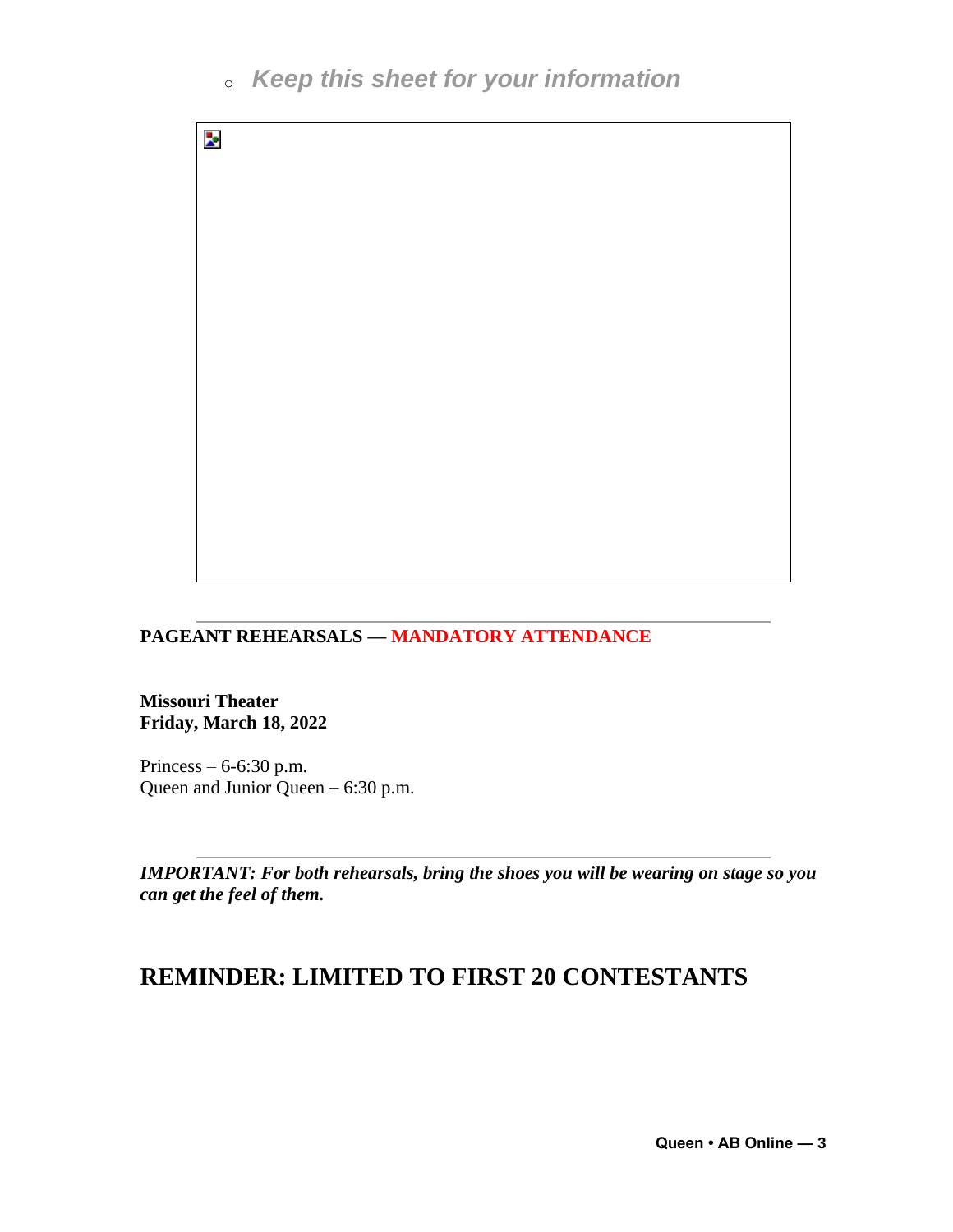- *Keep this sheet for your information*

---

**PAGEANT REHEARSALS — MANDATORY ATTENDANCE**

**Missouri Theater**
**Friday, March 18, 2022**

Princess – 6-6:30 p.m.
Queen and Junior Queen – 6:30 p.m.

---

***IMPORTANT: For both rehearsals, bring the shoes you will be wearing on stage so you can get the feel of them.***

## REMINDER: LIMITED TO FIRST 20 CONTESTANTS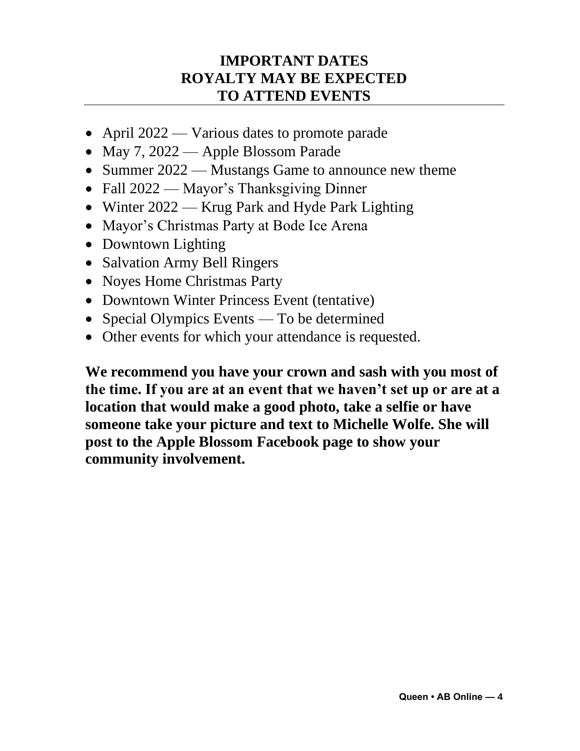## IMPORTANT DATES
## ROYALTY MAY BE EXPECTED
## TO ATTEND EVENTS

- April 2022 — Various dates to promote parade
- May 7, 2022 — Apple Blossom Parade
- Summer 2022 — Mustangs Game to announce new theme
- Fall 2022 — Mayor's Thanksgiving Dinner
- Winter 2022 — Krug Park and Hyde Park Lighting
- Mayor's Christmas Party at Bode Ice Arena
- Downtown Lighting
- Salvation Army Bell Ringers
- Noyes Home Christmas Party
- Downtown Winter Princess Event (tentative)
- Special Olympics Events — To be determined
- Other events for which your attendance is requested.

**We recommend you have your crown and sash with you most of the time. If you are at an event that we haven't set up or are at a location that would make a good photo, take a selfie or have someone take your picture and text to Michelle Wolfe. She will post to the Apple Blossom Facebook page to show your community involvement.**